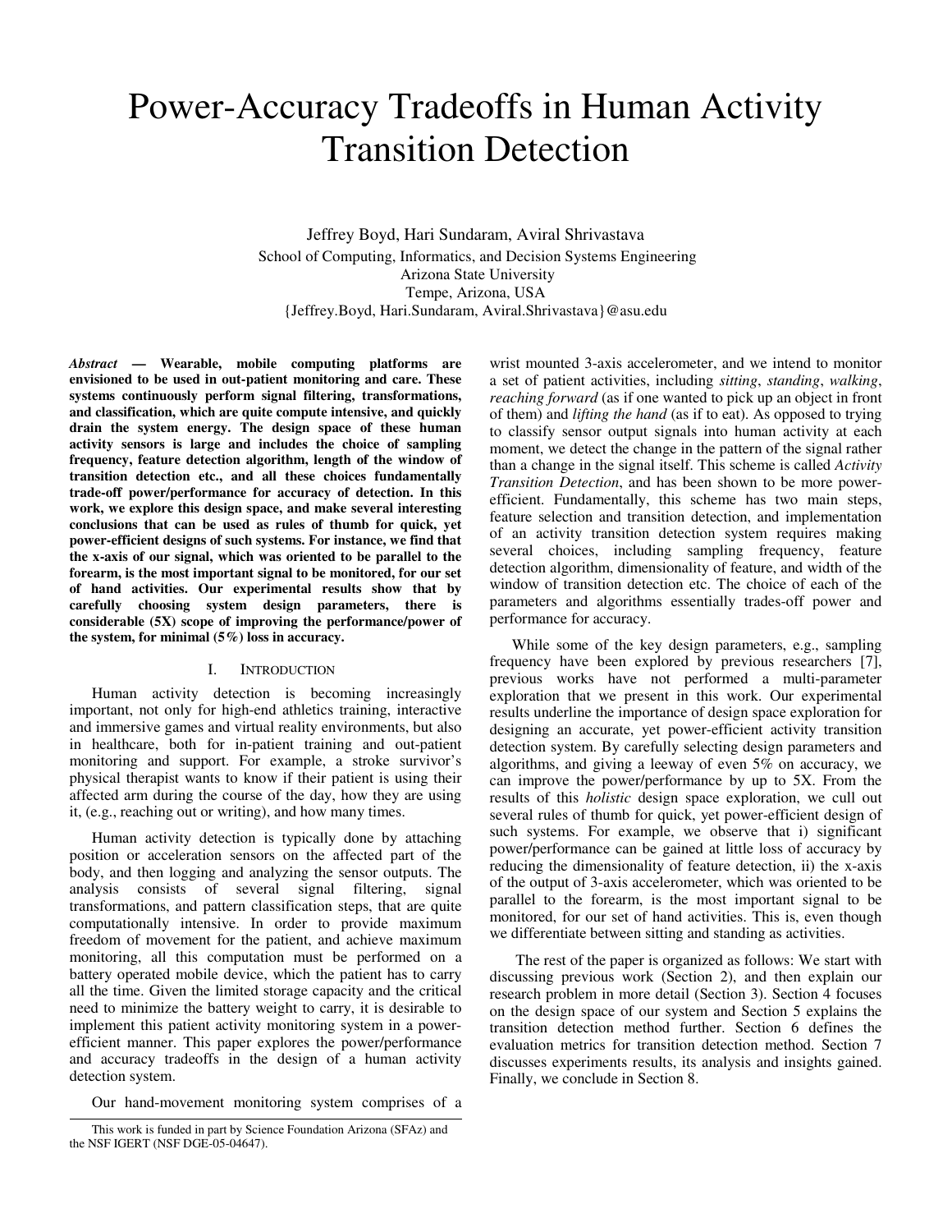# Power-Accuracy Tradeoffs in Human Activity Transition Detection

Jeffrey Boyd, Hari Sundaram, Aviral Shrivastava
School of Computing, Informatics, and Decision Systems Engineering
Arizona State University
Tempe, Arizona, USA
{Jeffrey.Boyd, Hari.Sundaram, Aviral.Shrivastava}@asu.edu

***Abstract* — Wearable, mobile computing platforms are envisioned to be used in out-patient monitoring and care. These systems continuously perform signal filtering, transformations, and classification, which are quite compute intensive, and quickly drain the system energy. The design space of these human activity sensors is large and includes the choice of sampling frequency, feature detection algorithm, length of the window of transition detection etc., and all these choices fundamentally trade-off power/performance for accuracy of detection. In this work, we explore this design space, and make several interesting conclusions that can be used as rules of thumb for quick, yet power-efficient designs of such systems. For instance, we find that the x-axis of our signal, which was oriented to be parallel to the forearm, is the most important signal to be monitored, for our set of hand activities. Our experimental results show that by carefully choosing system design parameters, there is considerable (5X) scope of improving the performance/power of the system, for minimal (5%) loss in accuracy.**

## I. Introduction

Human activity detection is becoming increasingly important, not only for high-end athletics training, interactive and immersive games and virtual reality environments, but also in healthcare, both for in-patient training and out-patient monitoring and support. For example, a stroke survivor's physical therapist wants to know if their patient is using their affected arm during the course of the day, how they are using it, (e.g., reaching out or writing), and how many times.

Human activity detection is typically done by attaching position or acceleration sensors on the affected part of the body, and then logging and analyzing the sensor outputs. The analysis consists of several signal filtering, signal transformations, and pattern classification steps, that are quite computationally intensive. In order to provide maximum freedom of movement for the patient, and achieve maximum monitoring, all this computation must be performed on a battery operated mobile device, which the patient has to carry all the time. Given the limited storage capacity and the critical need to minimize the battery weight to carry, it is desirable to implement this patient activity monitoring system in a power-efficient manner. This paper explores the power/performance and accuracy tradeoffs in the design of a human activity detection system.

Our hand-movement monitoring system comprises of a wrist mounted 3-axis accelerometer, and we intend to monitor a set of patient activities, including *sitting*, *standing*, *walking*, *reaching forward* (as if one wanted to pick up an object in front of them) and *lifting the hand* (as if to eat). As opposed to trying to classify sensor output signals into human activity at each moment, we detect the change in the pattern of the signal rather than a change in the signal itself. This scheme is called *Activity Transition Detection*, and has been shown to be more power-efficient. Fundamentally, this scheme has two main steps, feature selection and transition detection, and implementation of an activity transition detection system requires making several choices, including sampling frequency, feature detection algorithm, dimensionality of feature, and width of the window of transition detection etc. The choice of each of the parameters and algorithms essentially trades-off power and performance for accuracy.

While some of the key design parameters, e.g., sampling frequency have been explored by previous researchers [7], previous works have not performed a multi-parameter exploration that we present in this work. Our experimental results underline the importance of design space exploration for designing an accurate, yet power-efficient activity transition detection system. By carefully selecting design parameters and algorithms, and giving a leeway of even 5% on accuracy, we can improve the power/performance by up to 5X. From the results of this *holistic* design space exploration, we cull out several rules of thumb for quick, yet power-efficient design of such systems. For example, we observe that i) significant power/performance can be gained at little loss of accuracy by reducing the dimensionality of feature detection, ii) the x-axis of the output of 3-axis accelerometer, which was oriented to be parallel to the forearm, is the most important signal to be monitored, for our set of hand activities. This is, even though we differentiate between sitting and standing as activities.

The rest of the paper is organized as follows: We start with discussing previous work (Section 2), and then explain our research problem in more detail (Section 3). Section 4 focuses on the design space of our system and Section 5 explains the transition detection method further. Section 6 defines the evaluation metrics for transition detection method. Section 7 discusses experiments results, its analysis and insights gained. Finally, we conclude in Section 8.

This work is funded in part by Science Foundation Arizona (SFAz) and the NSF IGERT (NSF DGE-05-04647).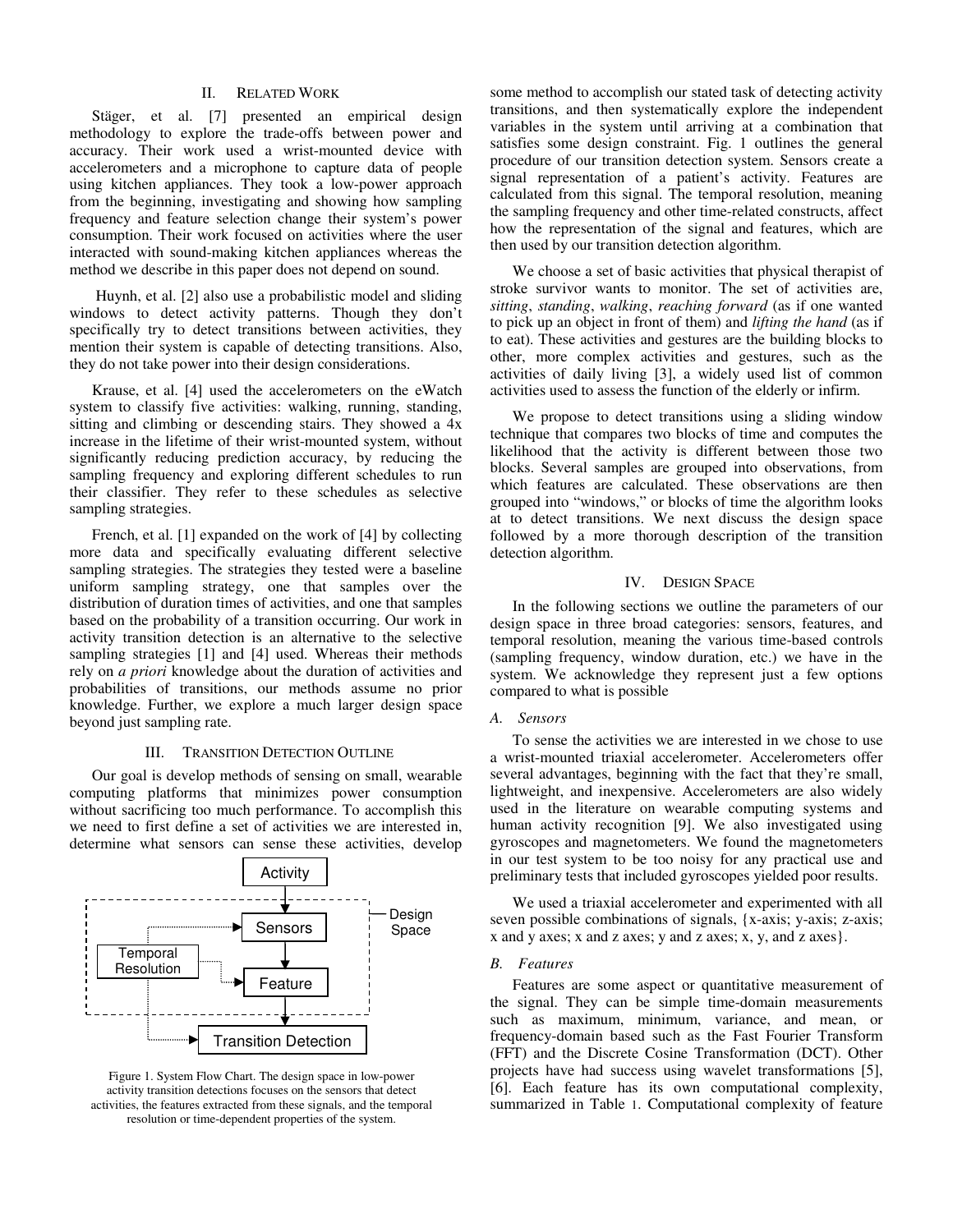## II. RELATED WORK

Stäger, et al. [7] presented an empirical design methodology to explore the trade-offs between power and accuracy. Their work used a wrist-mounted device with accelerometers and a microphone to capture data of people using kitchen appliances. They took a low-power approach from the beginning, investigating and showing how sampling frequency and feature selection change their system's power consumption. Their work focused on activities where the user interacted with sound-making kitchen appliances whereas the method we describe in this paper does not depend on sound.

Huynh, et al. [2] also use a probabilistic model and sliding windows to detect activity patterns. Though they don't specifically try to detect transitions between activities, they mention their system is capable of detecting transitions. Also, they do not take power into their design considerations.

Krause, et al. [4] used the accelerometers on the eWatch system to classify five activities: walking, running, standing, sitting and climbing or descending stairs. They showed a 4x increase in the lifetime of their wrist-mounted system, without significantly reducing prediction accuracy, by reducing the sampling frequency and exploring different schedules to run their classifier. They refer to these schedules as selective sampling strategies.

French, et al. [1] expanded on the work of [4] by collecting more data and specifically evaluating different selective sampling strategies. The strategies they tested were a baseline uniform sampling strategy, one that samples over the distribution of duration times of activities, and one that samples based on the probability of a transition occurring. Our work in activity transition detection is an alternative to the selective sampling strategies [1] and [4] used. Whereas their methods rely on *a priori* knowledge about the duration of activities and probabilities of transitions, our methods assume no prior knowledge. Further, we explore a much larger design space beyond just sampling rate.

## III. TRANSITION DETECTION OUTLINE

Our goal is develop methods of sensing on small, wearable computing platforms that minimizes power consumption without sacrificing too much performance. To accomplish this we need to first define a set of activities we are interested in, determine what sensors can sense these activities, develop some method to accomplish our stated task of detecting activity transitions, and then systematically explore the independent variables in the system until arriving at a combination that satisfies some design constraint. Fig. 1 outlines the general procedure of our transition detection system. Sensors create a signal representation of a patient's activity. Features are calculated from this signal. The temporal resolution, meaning the sampling frequency and other time-related constructs, affect how the representation of the signal and features, which are then used by our transition detection algorithm.

Figure 1. System Flow Chart. The design space in low-power activity transition detections focuses on the sensors that detect activities, the features extracted from these signals, and the temporal resolution or time-dependent properties of the system.

We choose a set of basic activities that physical therapist of stroke survivor wants to monitor. The set of activities are, *sitting*, *standing*, *walking*, *reaching forward* (as if one wanted to pick up an object in front of them) and *lifting the hand* (as if to eat). These activities and gestures are the building blocks to other, more complex activities and gestures, such as the activities of daily living [3], a widely used list of common activities used to assess the function of the elderly or infirm.

We propose to detect transitions using a sliding window technique that compares two blocks of time and computes the likelihood that the activity is different between those two blocks. Several samples are grouped into observations, from which features are calculated. These observations are then grouped into "windows," or blocks of time the algorithm looks at to detect transitions. We next discuss the design space followed by a more thorough description of the transition detection algorithm.

## IV. DESIGN SPACE

In the following sections we outline the parameters of our design space in three broad categories: sensors, features, and temporal resolution, meaning the various time-based controls (sampling frequency, window duration, etc.) we have in the system. We acknowledge they represent just a few options compared to what is possible

### A. Sensors

To sense the activities we are interested in we chose to use a wrist-mounted triaxial accelerometer. Accelerometers offer several advantages, beginning with the fact that they're small, lightweight, and inexpensive. Accelerometers are also widely used in the literature on wearable computing systems and human activity recognition [9]. We also investigated using gyroscopes and magnetometers. We found the magnetometers in our test system to be too noisy for any practical use and preliminary tests that included gyroscopes yielded poor results.

We used a triaxial accelerometer and experimented with all seven possible combinations of signals, {x-axis; y-axis; z-axis; x and y axes; x and z axes; y and z axes; x, y, and z axes}.

### B. Features

Features are some aspect or quantitative measurement of the signal. They can be simple time-domain measurements such as maximum, minimum, variance, and mean, or frequency-domain based such as the Fast Fourier Transform (FFT) and the Discrete Cosine Transformation (DCT). Other projects have had success using wavelet transformations [5], [6]. Each feature has its own computational complexity, summarized in Table 1. Computational complexity of feature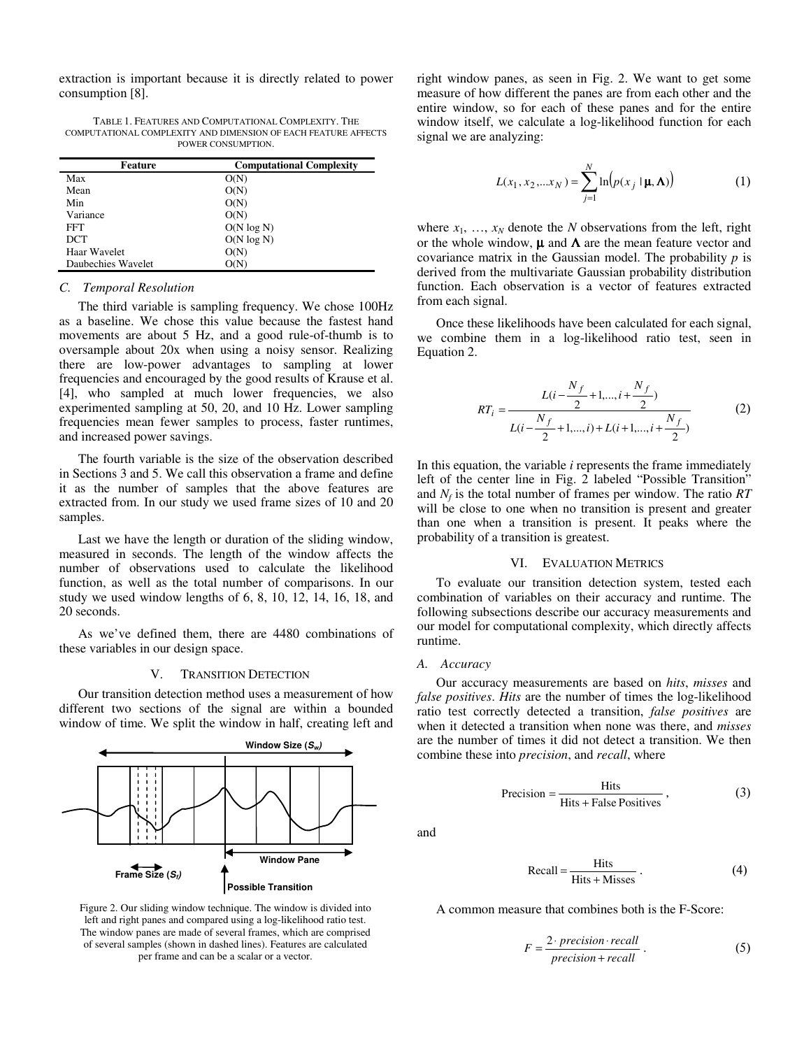extraction is important because it is directly related to power consumption [8].

TABLE 1. FEATURES AND COMPUTATIONAL COMPLEXITY. THE COMPUTATIONAL COMPLEXITY AND DIMENSION OF EACH FEATURE AFFECTS POWER CONSUMPTION.

| Feature | Computational Complexity |
|---|---|
| Max | O(N) |
| Mean | O(N) |
| Min | O(N) |
| Variance | O(N) |
| FFT | O(N log N) |
| DCT | O(N log N) |
| Haar Wavelet | O(N) |
| Daubechies Wavelet | O(N) |

### C. Temporal Resolution

The third variable is sampling frequency. We chose 100Hz as a baseline. We chose this value because the fastest hand movements are about 5 Hz, and a good rule-of-thumb is to oversample about 20x when using a noisy sensor. Realizing there are low-power advantages to sampling at lower frequencies and encouraged by the good results of Krause et al. [4], who sampled at much lower frequencies, we also experimented sampling at 50, 20, and 10 Hz. Lower sampling frequencies mean fewer samples to process, faster runtimes, and increased power savings.

The fourth variable is the size of the observation described in Sections 3 and 5. We call this observation a frame and define it as the number of samples that the above features are extracted from. In our study we used frame sizes of 10 and 20 samples.

Last we have the length or duration of the sliding window, measured in seconds. The length of the window affects the number of observations used to calculate the likelihood function, as well as the total number of comparisons. In our study we used window lengths of 6, 8, 10, 12, 14, 16, 18, and 20 seconds.

As we've defined them, there are 4480 combinations of these variables in our design space.

## V. TRANSITION DETECTION

Our transition detection method uses a measurement of how different two sections of the signal are within a bounded window of time. We split the window in half, creating left and right window panes, as seen in Fig. 2. We want to get some measure of how different the panes are from each other and the entire window, so for each of these panes and for the entire window itself, we calculate a log-likelihood function for each signal we are analyzing:

Figure 2. Our sliding window technique. The window is divided into left and right panes and compared using a log-likelihood ratio test. The window panes are made of several frames, which are comprised of several samples (shown in dashed lines). Features are calculated per frame and can be a scalar or a vector.

$$L(x_1, x_2, \ldots x_N) = \sum_{j=1}^{N} \ln\left(p(x_j \mid \boldsymbol{\mu}, \boldsymbol{\Lambda})\right) \tag{1}$$

where $x_1, \ldots, x_N$ denote the $N$ observations from the left, right or the whole window, $\boldsymbol{\mu}$ and $\boldsymbol{\Lambda}$ are the mean feature vector and covariance matrix in the Gaussian model. The probability $p$ is derived from the multivariate Gaussian probability distribution function. Each observation is a vector of features extracted from each signal.

Once these likelihoods have been calculated for each signal, we combine them in a log-likelihood ratio test, seen in Equation 2.

$$RT_i = \frac{L(i - \frac{N_f}{2} + 1, \ldots, i + \frac{N_f}{2})}{L(i - \frac{N_f}{2} + 1, \ldots, i) + L(i+1, \ldots, i + \frac{N_f}{2})} \tag{2}$$

In this equation, the variable $i$ represents the frame immediately left of the center line in Fig. 2 labeled "Possible Transition" and $N_f$ is the total number of frames per window. The ratio $RT$ will be close to one when no transition is present and greater than one when a transition is present. It peaks where the probability of a transition is greatest.

## VI. EVALUATION METRICS

To evaluate our transition detection system, tested each combination of variables on their accuracy and runtime. The following subsections describe our accuracy measurements and our model for computational complexity, which directly affects runtime.

### A. Accuracy

Our accuracy measurements are based on *hits*, *misses* and *false positives*. *Hits* are the number of times the log-likelihood ratio test correctly detected a transition, *false positives* are when it detected a transition when none was there, and *misses* are the number of times it did not detect a transition. We then combine these into *precision*, and *recall*, where

$$\text{Precision} = \frac{\text{Hits}}{\text{Hits} + \text{False Positives}}, \tag{3}$$

and

$$\text{Recall} = \frac{\text{Hits}}{\text{Hits} + \text{Misses}}. \tag{4}$$

A common measure that combines both is the F-Score:

$$F = \frac{2 \cdot precision \cdot recall}{precision + recall}. \tag{5}$$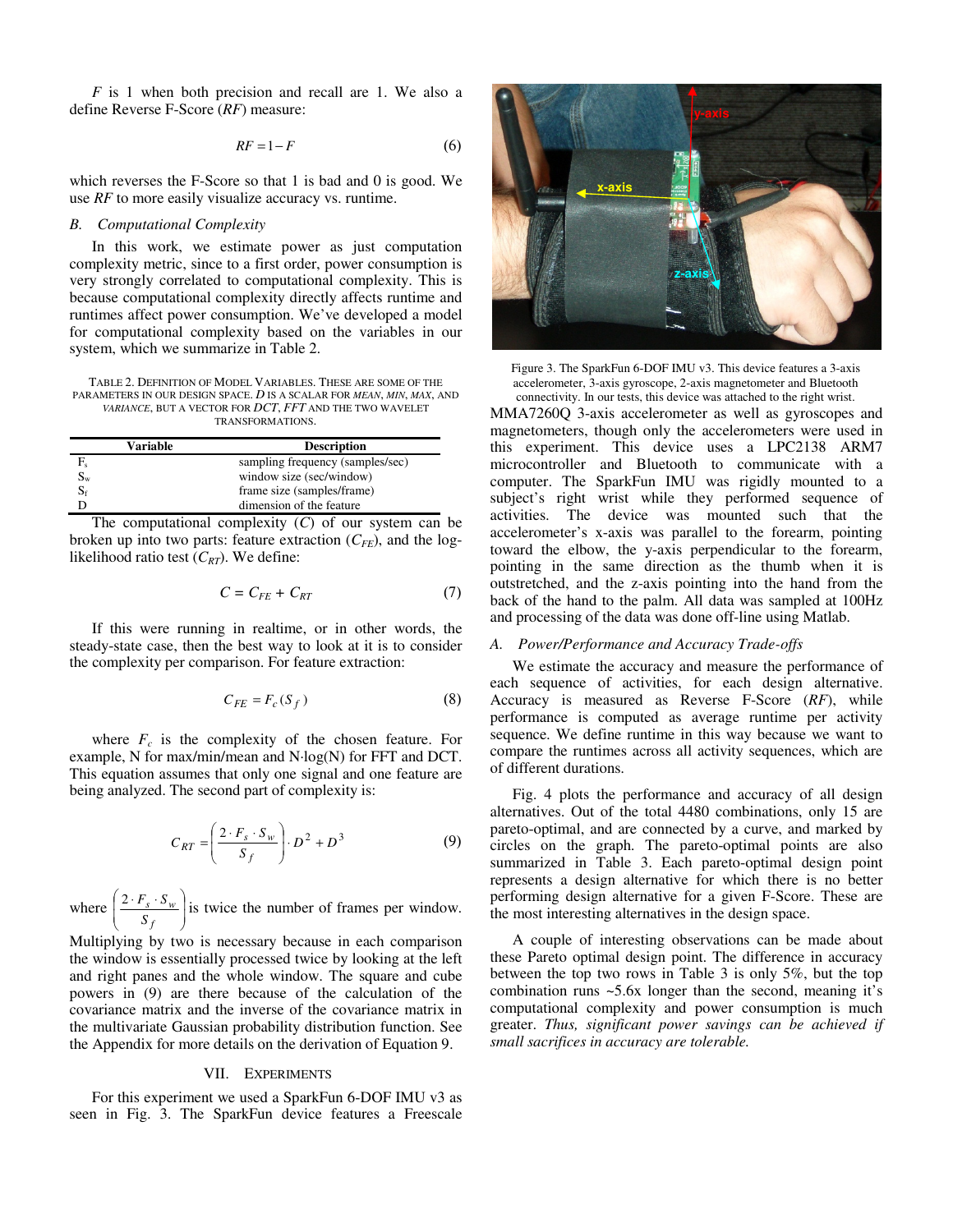*F* is 1 when both precision and recall are 1. We also a define Reverse F-Score (*RF*) measure:

$$RF = 1 - F \tag{6}$$

which reverses the F-Score so that 1 is bad and 0 is good. We use *RF* to more easily visualize accuracy vs. runtime.

### B. Computational Complexity

In this work, we estimate power as just computation complexity metric, since to a first order, power consumption is very strongly correlated to computational complexity. This is because computational complexity directly affects runtime and runtimes affect power consumption. We've developed a model for computational complexity based on the variables in our system, which we summarize in Table 2.

TABLE 2. DEFINITION OF MODEL VARIABLES. THESE ARE SOME OF THE PARAMETERS IN OUR DESIGN SPACE. *D* IS A SCALAR FOR *MEAN*, *MIN*, *MAX*, AND *VARIANCE*, BUT A VECTOR FOR *DCT*, *FFT* AND THE TWO WAVELET TRANSFORMATIONS.

| Variable | Description |
|---|---|
| $F_s$ | sampling frequency (samples/sec) |
| $S_w$ | window size (sec/window) |
| $S_f$ | frame size (samples/frame) |
| D | dimension of the feature |

The computational complexity (*C*) of our system can be broken up into two parts: feature extraction ($C_{FE}$), and the log-likelihood ratio test ($C_{RT}$). We define:

$$C = C_{FE} + C_{RT} \tag{7}$$

If this were running in realtime, or in other words, the steady-state case, then the best way to look at it is to consider the complexity per comparison. For feature extraction:

$$C_{FE} = F_c(S_f) \tag{8}$$

where $F_c$ is the complexity of the chosen feature. For example, N for max/min/mean and N·log(N) for FFT and DCT. This equation assumes that only one signal and one feature are being analyzed. The second part of complexity is:

$$C_{RT} = \left(\frac{2 \cdot F_s \cdot S_w}{S_f}\right) \cdot D^2 + D^3 \tag{9}$$

where $\left(\frac{2 \cdot F_s \cdot S_w}{S_f}\right)$ is twice the number of frames per window. Multiplying by two is necessary because in each comparison the window is essentially processed twice by looking at the left and right panes and the whole window. The square and cube powers in (9) are there because of the calculation of the covariance matrix and the inverse of the covariance matrix in the multivariate Gaussian probability distribution function. See the Appendix for more details on the derivation of Equation 9.

## VII. EXPERIMENTS

For this experiment we used a SparkFun 6-DOF IMU v3 as seen in Fig. 3. The SparkFun device features a Freescale MMA7260Q 3-axis accelerometer as well as gyroscopes and magnetometers, though only the accelerometers were used in this experiment. This device uses a LPC2138 ARM7 microcontroller and Bluetooth to communicate with a computer. The SparkFun IMU was rigidly mounted to a subject's right wrist while they performed sequence of activities. The device was mounted such that the accelerometer's x-axis was parallel to the forearm, pointing toward the elbow, the y-axis perpendicular to the forearm, pointing in the same direction as the thumb when it is outstretched, and the z-axis pointing into the hand from the back of the hand to the palm. All data was sampled at 100Hz and processing of the data was done off-line using Matlab.

Figure 3. The SparkFun 6-DOF IMU v3. This device features a 3-axis accelerometer, 3-axis gyroscope, 2-axis magnetometer and Bluetooth connectivity. In our tests, this device was attached to the right wrist.

### A. Power/Performance and Accuracy Trade-offs

We estimate the accuracy and measure the performance of each sequence of activities, for each design alternative. Accuracy is measured as Reverse F-Score (*RF*), while performance is computed as average runtime per activity sequence. We define runtime in this way because we want to compare the runtimes across all activity sequences, which are of different durations.

Fig. 4 plots the performance and accuracy of all design alternatives. Out of the total 4480 combinations, only 15 are pareto-optimal, and are connected by a curve, and marked by circles on the graph. The pareto-optimal points are also summarized in Table 3. Each pareto-optimal design point represents a design alternative for which there is no better performing design alternative for a given F-Score. These are the most interesting alternatives in the design space.

A couple of interesting observations can be made about these Pareto optimal design point. The difference in accuracy between the top two rows in Table 3 is only 5%, but the top combination runs ~5.6x longer than the second, meaning it's computational complexity and power consumption is much greater. *Thus, significant power savings can be achieved if small sacrifices in accuracy are tolerable.*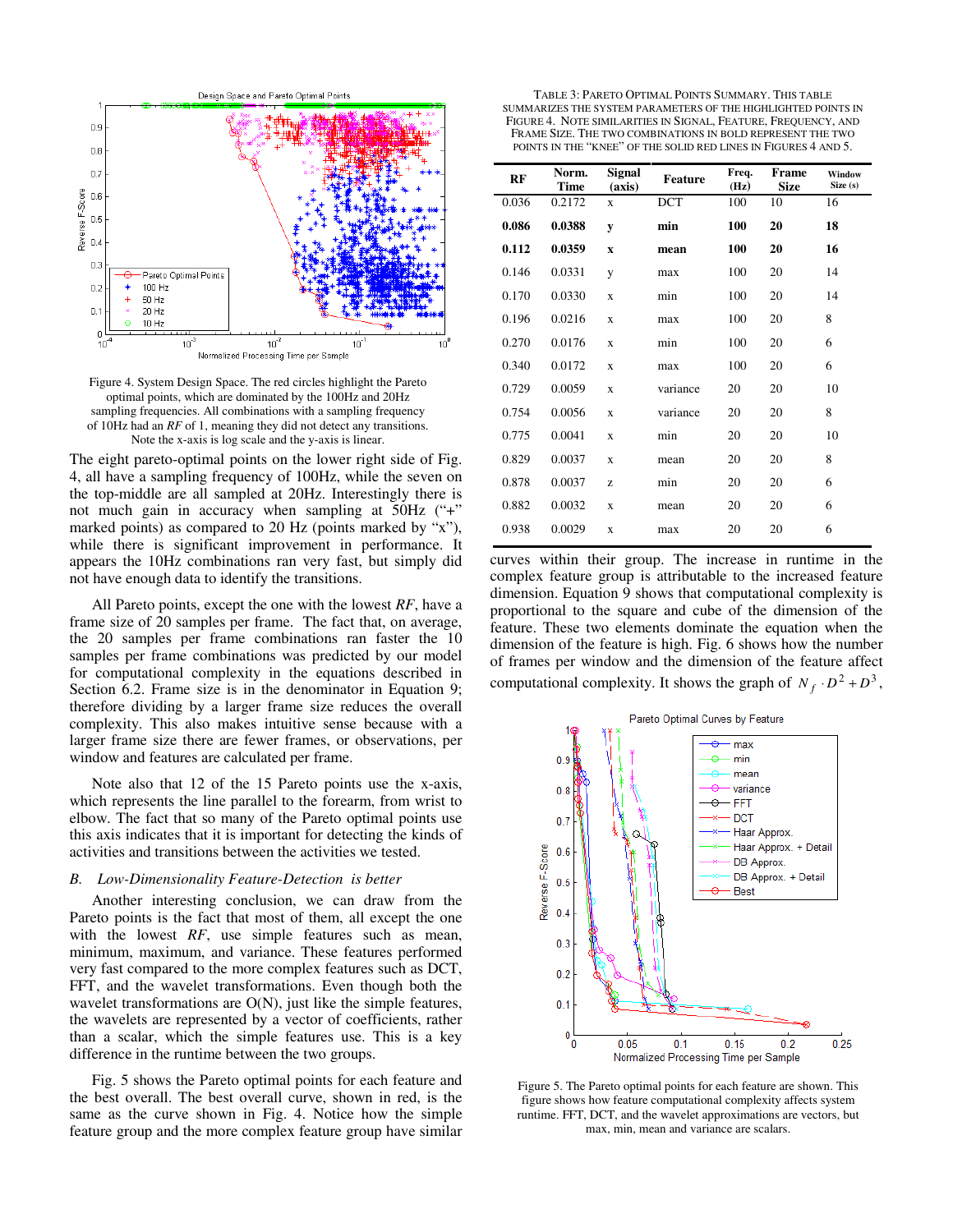Figure 4. System Design Space. The red circles highlight the Pareto optimal points, which are dominated by the 100Hz and 20Hz sampling frequencies. All combinations with a sampling frequency of 10Hz had an *RF* of 1, meaning they did not detect any transitions. Note the x-axis is log scale and the y-axis is linear.

The eight pareto-optimal points on the lower right side of Fig. 4, all have a sampling frequency of 100Hz, while the seven on the top-middle are all sampled at 20Hz. Interestingly there is not much gain in accuracy when sampling at 50Hz ("+" marked points) as compared to 20 Hz (points marked by "x"), while there is significant improvement in performance. It appears the 10Hz combinations ran very fast, but simply did not have enough data to identify the transitions.

All Pareto points, except the one with the lowest *RF*, have a frame size of 20 samples per frame. The fact that, on average, the 20 samples per frame combinations ran faster the 10 samples per frame combinations was predicted by our model for computational complexity in the equations described in Section 6.2. Frame size is in the denominator in Equation 9; therefore dividing by a larger frame size reduces the overall complexity. This also makes intuitive sense because with a larger frame size there are fewer frames, or observations, per window and features are calculated per frame.

Note also that 12 of the 15 Pareto points use the x-axis, which represents the line parallel to the forearm, from wrist to elbow. The fact that so many of the Pareto optimal points use this axis indicates that it is important for detecting the kinds of activities and transitions between the activities we tested.

### *B. Low-Dimensionality Feature-Detection is better*

Another interesting conclusion, we can draw from the Pareto points is the fact that most of them, all except the one with the lowest *RF*, use simple features such as mean, minimum, maximum, and variance. These features performed very fast compared to the more complex features such as DCT, FFT, and the wavelet transformations. Even though both the wavelet transformations are O(N), just like the simple features, the wavelets are represented by a vector of coefficients, rather than a scalar, which the simple features use. This is a key difference in the runtime between the two groups.

Fig. 5 shows the Pareto optimal points for each feature and the best overall. The best overall curve, shown in red, is the same as the curve shown in Fig. 4. Notice how the simple feature group and the more complex feature group have similar curves within their group. The increase in runtime in the complex feature group is attributable to the increased feature dimension. Equation 9 shows that computational complexity is proportional to the square and cube of the dimension of the feature. These two elements dominate the equation when the dimension of the feature is high. Fig. 6 shows how the number of frames per window and the dimension of the feature affect computational complexity. It shows the graph of $N_f \cdot D^2 + D^3$,

TABLE 3: PARETO OPTIMAL POINTS SUMMARY. THIS TABLE SUMMARIZES THE SYSTEM PARAMETERS OF THE HIGHLIGHTED POINTS IN FIGURE 4. NOTE SIMILARITIES IN SIGNAL, FEATURE, FREQUENCY, AND FRAME SIZE. THE TWO COMBINATIONS IN BOLD REPRESENT THE TWO POINTS IN THE "KNEE" OF THE SOLID RED LINES IN FIGURES 4 AND 5.

| RF | Norm. Time | Signal (axis) | Feature | Freq. (Hz) | Frame Size | Window Size (s) |
|---|---|---|---|---|---|---|
| 0.036 | 0.2172 | x | DCT | 100 | 10 | 16 |
| **0.086** | **0.0388** | **y** | **min** | **100** | **20** | **18** |
| **0.112** | **0.0359** | **x** | **mean** | **100** | **20** | **16** |
| 0.146 | 0.0331 | y | max | 100 | 20 | 14 |
| 0.170 | 0.0330 | x | min | 100 | 20 | 14 |
| 0.196 | 0.0216 | x | max | 100 | 20 | 8 |
| 0.270 | 0.0176 | x | min | 100 | 20 | 6 |
| 0.340 | 0.0172 | x | max | 100 | 20 | 6 |
| 0.729 | 0.0059 | x | variance | 20 | 20 | 10 |
| 0.754 | 0.0056 | x | variance | 20 | 20 | 8 |
| 0.775 | 0.0041 | x | min | 20 | 20 | 10 |
| 0.829 | 0.0037 | x | mean | 20 | 20 | 8 |
| 0.878 | 0.0037 | z | min | 20 | 20 | 6 |
| 0.882 | 0.0032 | x | mean | 20 | 20 | 6 |
| 0.938 | 0.0029 | x | max | 20 | 20 | 6 |

Figure 5. The Pareto optimal points for each feature are shown. This figure shows how feature computational complexity affects system runtime. FFT, DCT, and the wavelet approximations are vectors, but max, min, mean and variance are scalars.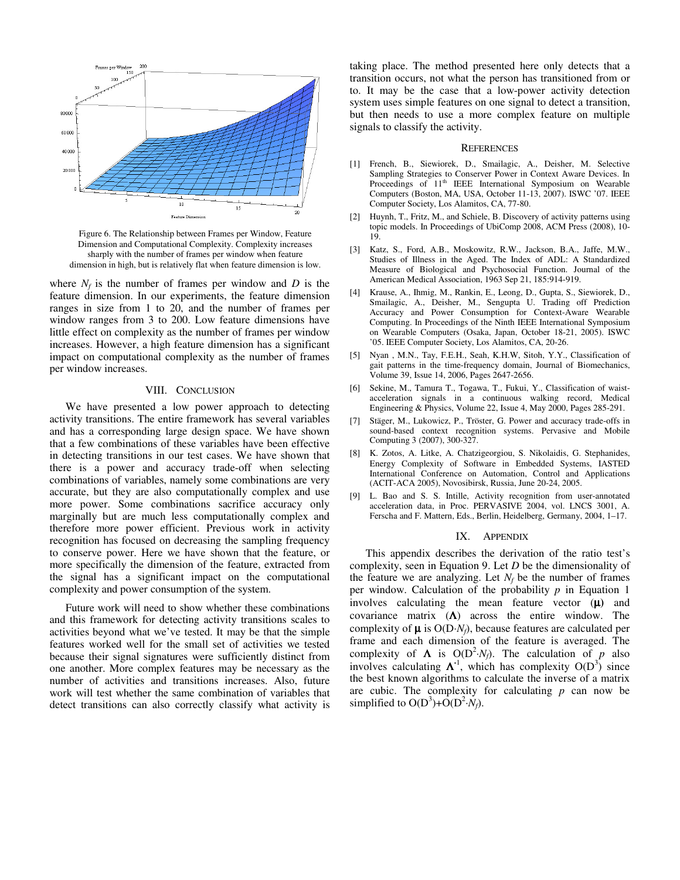Frames per Window

200

150

100

50

0

80000

60000

40000

20000

0

5

10

15

20

Feature Dimension

Figure 6. The Relationship between Frames per Window, Feature Dimension and Computational Complexity. Complexity increases sharply with the number of frames per window when feature dimension in high, but is relatively flat when feature dimension is low.

where $N_f$ is the number of frames per window and $D$ is the feature dimension. In our experiments, the feature dimension ranges in size from 1 to 20, and the number of frames per window ranges from 3 to 200. Low feature dimensions have little effect on complexity as the number of frames per window increases. However, a high feature dimension has a significant impact on computational complexity as the number of frames per window increases.

## VIII. Conclusion

We have presented a low power approach to detecting activity transitions. The entire framework has several variables and has a corresponding large design space. We have shown that a few combinations of these variables have been effective in detecting transitions in our test cases. We have shown that there is a power and accuracy trade-off when selecting combinations of variables, namely some combinations are very accurate, but they are also computationally complex and use more power. Some combinations sacrifice accuracy only marginally but are much less computationally complex and therefore more power efficient. Previous work in activity recognition has focused on decreasing the sampling frequency to conserve power. Here we have shown that the feature, or more specifically the dimension of the feature, extracted from the signal has a significant impact on the computational complexity and power consumption of the system.

Future work will need to show whether these combinations and this framework for detecting activity transitions scales to activities beyond what we've tested. It may be that the simple features worked well for the small set of activities we tested because their signal signatures were sufficiently distinct from one another. More complex features may be necessary as the number of activities and transitions increases. Also, future work will test whether the same combination of variables that detect transitions can also correctly classify what activity is taking place. The method presented here only detects that a transition occurs, not what the person has transitioned from or to. It may be the case that a low-power activity detection system uses simple features on one signal to detect a transition, but then needs to use a more complex feature on multiple signals to classify the activity.

## References

[1] French, B., Siewiorek, D., Smailagic, A., Deisher, M. Selective Sampling Strategies to Conserver Power in Context Aware Devices. In Proceedings of 11th IEEE International Symposium on Wearable Computers (Boston, MA, USA, October 11-13, 2007). ISWC '07. IEEE Computer Society, Los Alamitos, CA, 77-80.

[2] Huynh, T., Fritz, M., and Schiele, B. Discovery of activity patterns using topic models. In Proceedings of UbiComp 2008, ACM Press (2008), 10-19.

[3] Katz, S., Ford, A.B., Moskowitz, R.W., Jackson, B.A., Jaffe, M.W., Studies of Illness in the Aged. The Index of ADL: A Standardized Measure of Biological and Psychosocial Function. Journal of the American Medical Association, 1963 Sep 21, 185:914-919.

[4] Krause, A., Ihmig, M., Rankin, E., Leong, D., Gupta, S., Siewiorek, D., Smailagic, A., Deisher, M., Sengupta U. Trading off Prediction Accuracy and Power Consumption for Context-Aware Wearable Computing. In Proceedings of the Ninth IEEE International Symposium on Wearable Computers (Osaka, Japan, October 18-21, 2005). ISWC '05. IEEE Computer Society, Los Alamitos, CA, 20-26.

[5] Nyan , M.N., Tay, F.E.H., Seah, K.H.W, Sitoh, Y.Y., Classification of gait patterns in the time-frequency domain, Journal of Biomechanics, Volume 39, Issue 14, 2006, Pages 2647-2656.

[6] Sekine, M., Tamura T., Togawa, T., Fukui, Y., Classification of waist-acceleration signals in a continuous walking record, Medical Engineering & Physics, Volume 22, Issue 4, May 2000, Pages 285-291.

[7] Stäger, M., Lukowicz, P., Tröster, G. Power and accuracy trade-offs in sound-based context recognition systems. Pervasive and Mobile Computing 3 (2007), 300-327.

[8] K. Zotos, A. Litke, A. Chatzigeorgiou, S. Nikolaidis, G. Stephanides, Energy Complexity of Software in Embedded Systems, IASTED International Conference on Automation, Control and Applications (ACIT-ACA 2005), Novosibirsk, Russia, June 20-24, 2005.

[9] L. Bao and S. S. Intille, Activity recognition from user-annotated acceleration data, in Proc. PERVASIVE 2004, vol. LNCS 3001, A. Ferscha and F. Mattern, Eds., Berlin, Heidelberg, Germany, 2004, 1–17.

## IX. Appendix

This appendix describes the derivation of the ratio test's complexity, seen in Equation 9. Let $D$ be the dimensionality of the feature we are analyzing. Let $N_f$ be the number of frames per window. Calculation of the probability $p$ in Equation 1 involves calculating the mean feature vector ($\boldsymbol{\mu}$) and covariance matrix ($\boldsymbol{\Lambda}$) across the entire window. The complexity of $\boldsymbol{\mu}$ is $O(D \cdot N_f)$, because features are calculated per frame and each dimension of the feature is averaged. The complexity of $\boldsymbol{\Lambda}$ is $O(D^2 \cdot N_f)$. The calculation of $p$ also involves calculating $\boldsymbol{\Lambda}^{-1}$, which has complexity $O(D^3)$ since the best known algorithms to calculate the inverse of a matrix are cubic. The complexity for calculating $p$ can now be simplified to $O(D^3)+O(D^2 \cdot N_f)$.